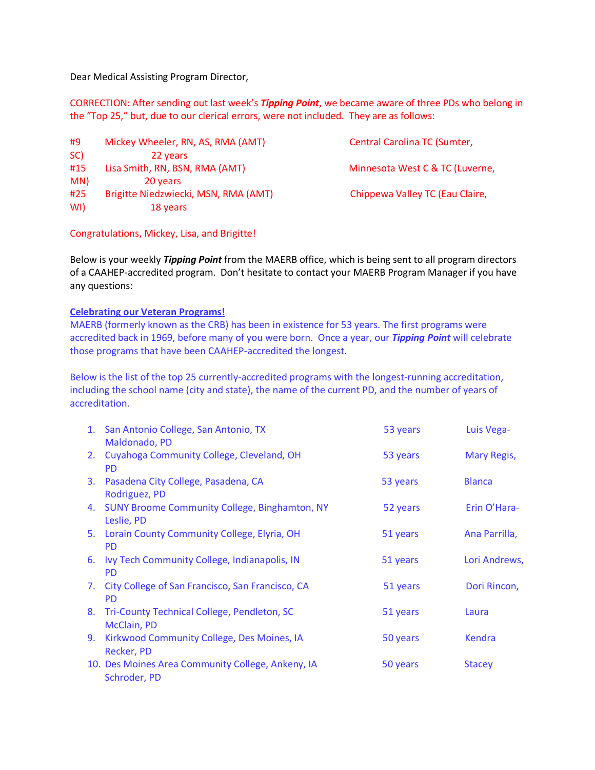Dear Medical Assisting Program Director,

CORRECTION: After sending out last week's ***Tipping Point***, we became aware of three PDs who belong in the "Top 25," but, due to our clerical errors, were not included. They are as follows:

| # | PD | School | Years |
|---|---|---|---|
| #9 | Mickey Wheeler, RN, AS, RMA (AMT) | Central Carolina TC (Sumter, SC) | 22 years |
| #15 | Lisa Smith, RN, BSN, RMA (AMT) | Minnesota West C & TC (Luverne, MN) | 20 years |
| #25 | Brigitte Niedzwiecki, MSN, RMA (AMT) | Chippewa Valley TC (Eau Claire, WI) | 18 years |

Congratulations, Mickey, Lisa, and Brigitte!

Below is your weekly ***Tipping Point*** from the MAERB office, which is being sent to all program directors of a CAAHEP-accredited program. Don't hesitate to contact your MAERB Program Manager if you have any questions:

**Celebrating our Veteran Programs!**

MAERB (formerly known as the CRB) has been in existence for 53 years. The first programs were accredited back in 1969, before many of you were born. Once a year, our ***Tipping Point*** will celebrate those programs that have been CAAHEP-accredited the longest.

Below is the list of the top 25 currently-accredited programs with the longest-running accreditation, including the school name (city and state), the name of the current PD, and the number of years of accreditation.

1. San Antonio College, San Antonio, TX — 53 years — Luis Vega-Maldonado, PD
2. Cuyahoga Community College, Cleveland, OH — 53 years — Mary Regis, PD
3. Pasadena City College, Pasadena, CA — 53 years — Blanca Rodriguez, PD
4. SUNY Broome Community College, Binghamton, NY — 52 years — Erin O'Hara-Leslie, PD
5. Lorain County Community College, Elyria, OH — 51 years — Ana Parrilla, PD
6. Ivy Tech Community College, Indianapolis, IN — 51 years — Lori Andrews, PD
7. City College of San Francisco, San Francisco, CA — 51 years — Dori Rincon, PD
8. Tri-County Technical College, Pendleton, SC — 51 years — Laura McClain, PD
9. Kirkwood Community College, Des Moines, IA — 50 years — Kendra Recker, PD
10. Des Moines Area Community College, Ankeny, IA — 50 years — Stacey Schroder, PD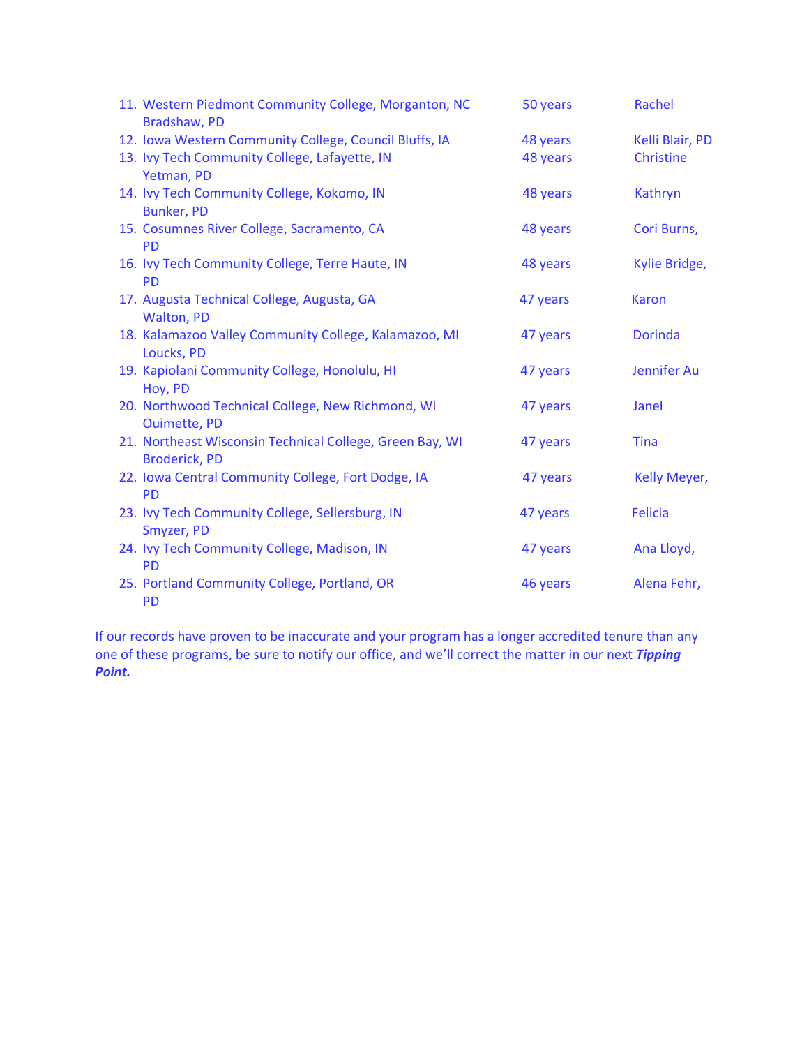11. Western Piedmont Community College, Morganton, NC — 50 years — Rachel Bradshaw, PD
12. Iowa Western Community College, Council Bluffs, IA — 48 years — Kelli Blair, PD
13. Ivy Tech Community College, Lafayette, IN — 48 years — Christine Yetman, PD
14. Ivy Tech Community College, Kokomo, IN — 48 years — Kathryn Bunker, PD
15. Cosumnes River College, Sacramento, CA — 48 years — Cori Burns, PD
16. Ivy Tech Community College, Terre Haute, IN — 48 years — Kylie Bridge, PD
17. Augusta Technical College, Augusta, GA — 47 years — Karon Walton, PD
18. Kalamazoo Valley Community College, Kalamazoo, MI — 47 years — Dorinda Loucks, PD
19. Kapiolani Community College, Honolulu, HI — 47 years — Jennifer Au Hoy, PD
20. Northwood Technical College, New Richmond, WI — 47 years — Janel Ouimette, PD
21. Northeast Wisconsin Technical College, Green Bay, WI — 47 years — Tina Broderick, PD
22. Iowa Central Community College, Fort Dodge, IA — 47 years — Kelly Meyer, PD
23. Ivy Tech Community College, Sellersburg, IN — 47 years — Felicia Smyzer, PD
24. Ivy Tech Community College, Madison, IN — 47 years — Ana Lloyd, PD
25. Portland Community College, Portland, OR — 46 years — Alena Fehr, PD

If our records have proven to be inaccurate and your program has a longer accredited tenure than any one of these programs, be sure to notify our office, and we'll correct the matter in our next ***Tipping Point.***